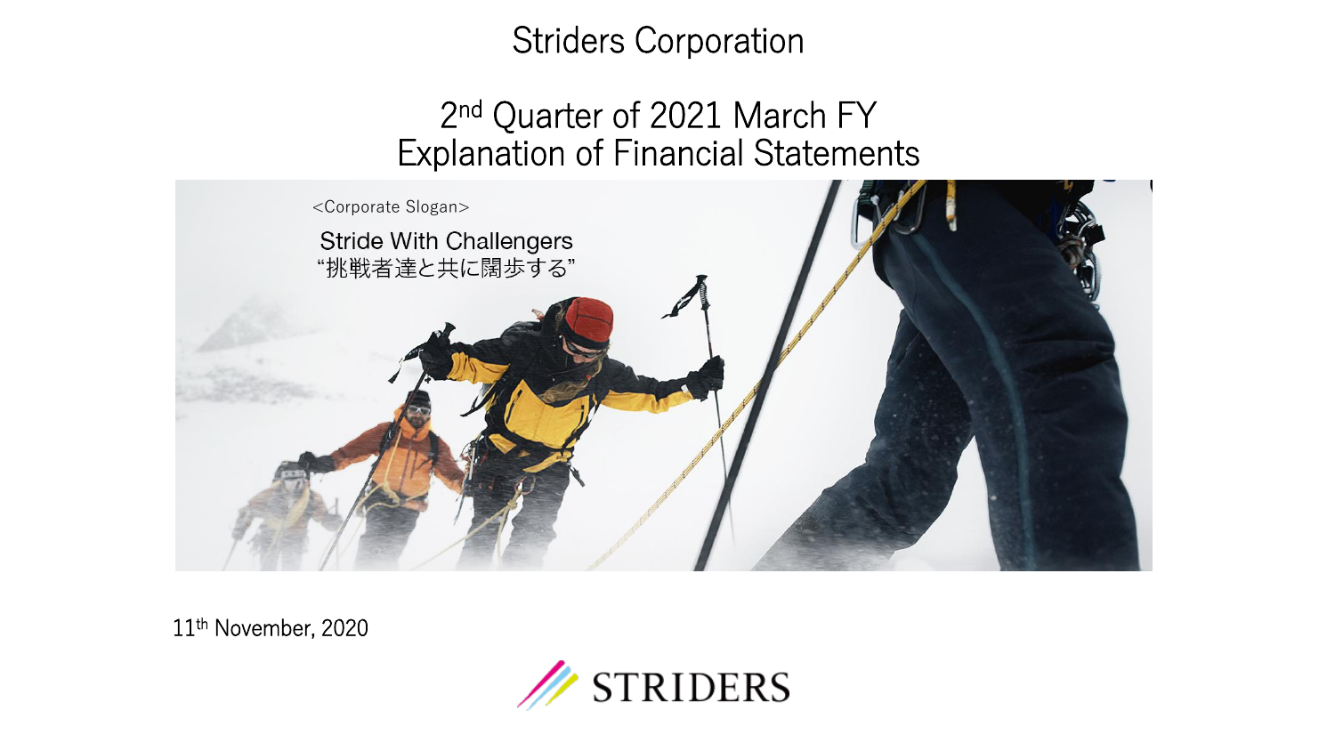# Striders Corporation

## 2nd Quarter of 2021 March FY
## Explanation of Financial Statements

<Corporate Slogan>

Stride With Challengers
“挑戦者達と共に闊歩する”

11th November, 2020

STRIDERS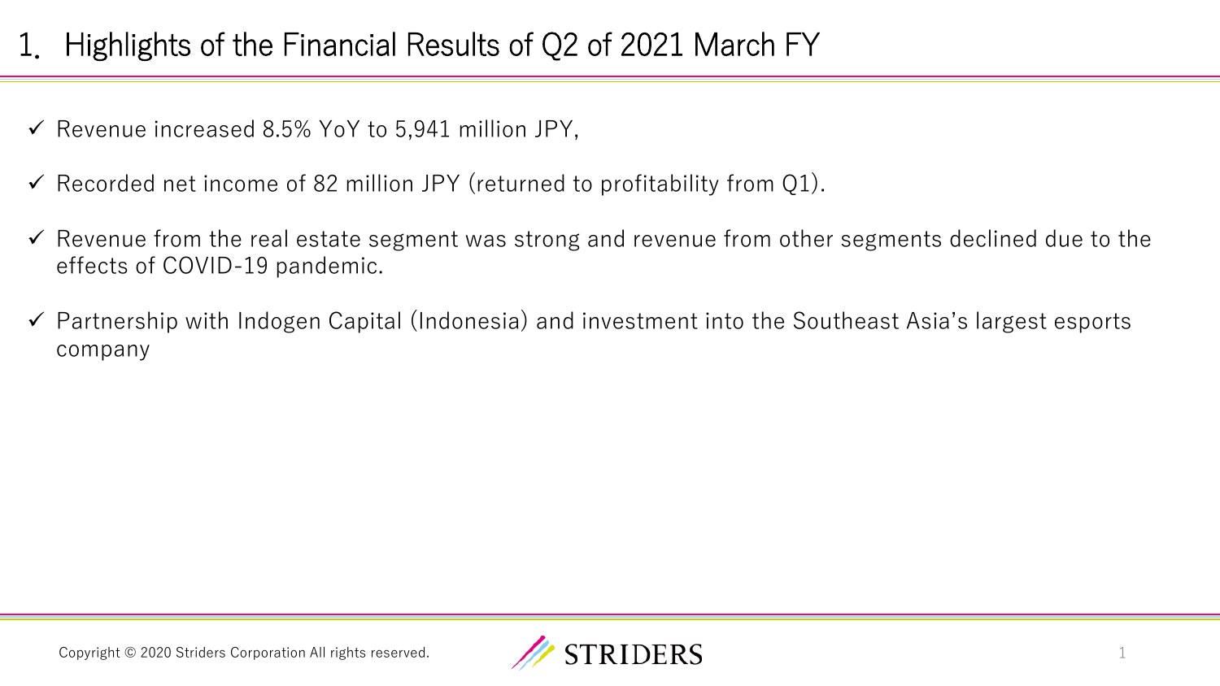# 1. Highlights of the Financial Results of Q2 of 2021 March FY

- ✓ Revenue increased 8.5% YoY to 5,941 million JPY,
- ✓ Recorded net income of 82 million JPY (returned to profitability from Q1).
- ✓ Revenue from the real estate segment was strong and revenue from other segments declined due to the effects of COVID-19 pandemic.
- ✓ Partnership with Indogen Capital (Indonesia) and investment into the Southeast Asia's largest esports company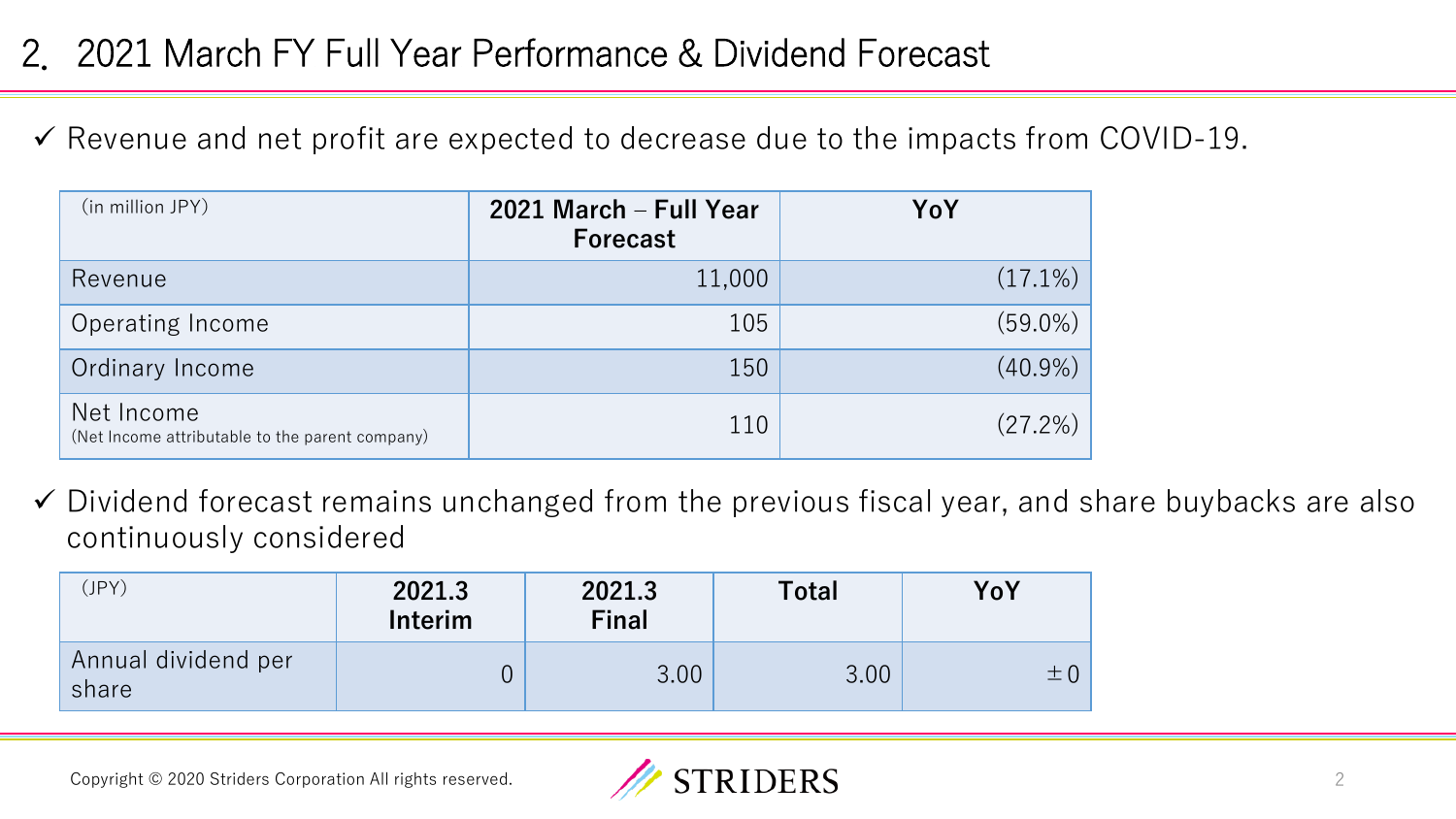## 2. 2021 March FY Full Year Performance & Dividend Forecast

✓ Revenue and net profit are expected to decrease due to the impacts from COVID-19.

| (in million JPY) | 2021 March – Full Year Forecast | YoY |
|---|---|---|
| Revenue | 11,000 | (17.1%) |
| Operating Income | 105 | (59.0%) |
| Ordinary Income | 150 | (40.9%) |
| Net Income<br>(Net Income attributable to the parent company) | 110 | (27.2%) |

✓ Dividend forecast remains unchanged from the previous fiscal year, and share buybacks are also continuously considered

| (JPY) | 2021.3 Interim | 2021.3 Final | Total | YoY |
|---|---|---|---|---|
| Annual dividend per share | 0 | 3.00 | 3.00 | ±0 |

Copyright © 2020 Striders Corporation All rights reserved.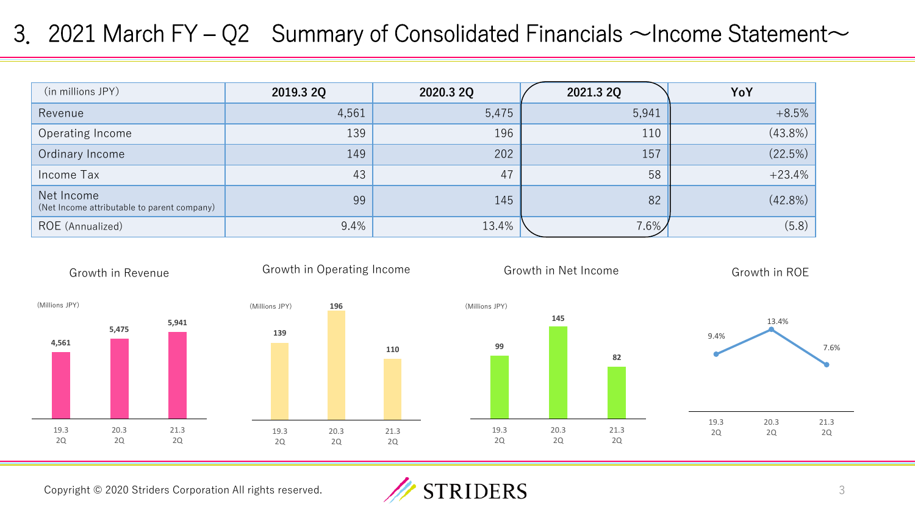# 3. 2021 March FY – Q2 Summary of Consolidated Financials ～Income Statement～

| (in millions JPY) | 2019.3 2Q | 2020.3 2Q | 2021.3 2Q | YoY |
|---|---|---|---|---|
| Revenue | 4,561 | 5,475 | 5,941 | +8.5% |
| Operating Income | 139 | 196 | 110 | (43.8%) |
| Ordinary Income | 149 | 202 | 157 | (22.5%) |
| Income Tax | 43 | 47 | 58 | +23.4% |
| Net Income (Net Income attributable to parent company) | 99 | 145 | 82 | (42.8%) |
| ROE (Annualized) | 9.4% | 13.4% | 7.6% | (5.8) |

**Growth in Revenue**

(Millions JPY)

| | 19.3 2Q | 20.3 2Q | 21.3 2Q |
|---|---|---|---|
| Revenue | 4,561 | 5,475 | 5,941 |

**Growth in Operating Income**

(Millions JPY)

| | 19.3 2Q | 20.3 2Q | 21.3 2Q |
|---|---|---|---|
| Operating Income | 139 | 196 | 110 |

**Growth in Net Income**

(Millions JPY)

| | 19.3 2Q | 20.3 2Q | 21.3 2Q |
|---|---|---|---|
| Net Income | 99 | 145 | 82 |

**Growth in ROE**

| | 19.3 2Q | 20.3 2Q | 21.3 2Q |
|---|---|---|---|
| ROE | 9.4% | 13.4% | 7.6% |

Copyright © 2020 Striders Corporation All rights reserved.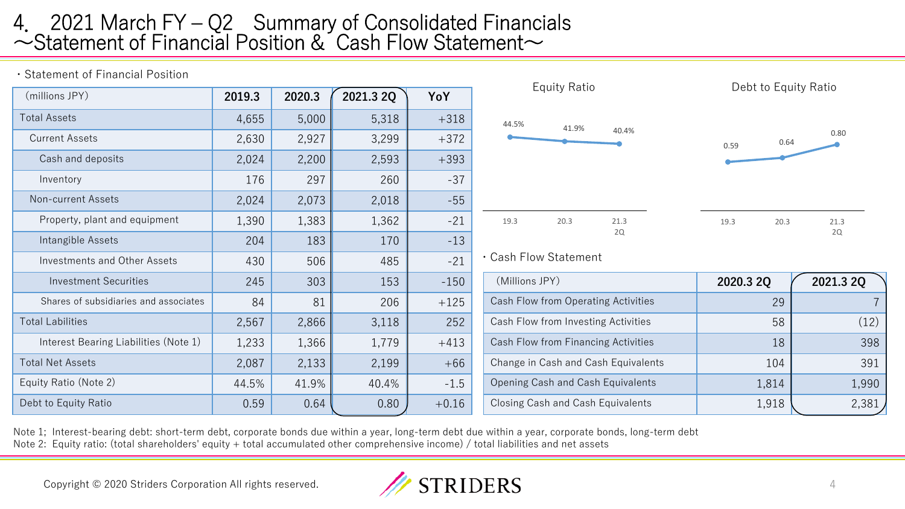# 4. 2021 March FY – Q2 Summary of Consolidated Financials
## ～Statement of Financial Position & Cash Flow Statement～

・Statement of Financial Position

| (millions JPY) | 2019.3 | 2020.3 | 2021.3 2Q | YoY |
|---|---|---|---|---|
| Total Assets | 4,655 | 5,000 | 5,318 | +318 |
| Current Assets | 2,630 | 2,927 | 3,299 | +372 |
| Cash and deposits | 2,024 | 2,200 | 2,593 | +393 |
| Inventory | 176 | 297 | 260 | -37 |
| Non-current Assets | 2,024 | 2,073 | 2,018 | -55 |
| Property, plant and equipment | 1,390 | 1,383 | 1,362 | -21 |
| Intangible Assets | 204 | 183 | 170 | -13 |
| Investments and Other Assets | 430 | 506 | 485 | -21 |
| Investment Securities | 245 | 303 | 153 | -150 |
| Shares of subsidiaries and associates | 84 | 81 | 206 | +125 |
| Total Labilities | 2,567 | 2,866 | 3,118 | 252 |
| Interest Bearing Liabilities (Note 1) | 1,233 | 1,366 | 1,779 | +413 |
| Total Net Assets | 2,087 | 2,133 | 2,199 | +66 |
| Equity Ratio (Note 2) | 44.5% | 41.9% | 40.4% | -1.5 |
| Debt to Equity Ratio | 0.59 | 0.64 | 0.80 | +0.16 |

Equity Ratio

| 19.3 | 20.3 | 21.3 2Q |
|---|---|---|
| 44.5% | 41.9% | 40.4% |

Debt to Equity Ratio

| 19.3 | 20.3 | 21.3 2Q |
|---|---|---|
| 0.59 | 0.64 | 0.80 |

・Cash Flow Statement

| (Millions JPY) | 2020.3 2Q | 2021.3 2Q |
|---|---|---|
| Cash Flow from Operating Activities | 29 | 7 |
| Cash Flow from Investing Activities | 58 | (12) |
| Cash Flow from Financing Activities | 18 | 398 |
| Change in Cash and Cash Equivalents | 104 | 391 |
| Opening Cash and Cash Equivalents | 1,814 | 1,990 |
| Closing Cash and Cash Equivalents | 1,918 | 2,381 |

Note 1; Interest-bearing debt: short-term debt, corporate bonds due within a year, long-term debt due within a year, corporate bonds, long-term debt
Note 2: Equity ratio: (total shareholders' equity + total accumulated other comprehensive income) / total liabilities and net assets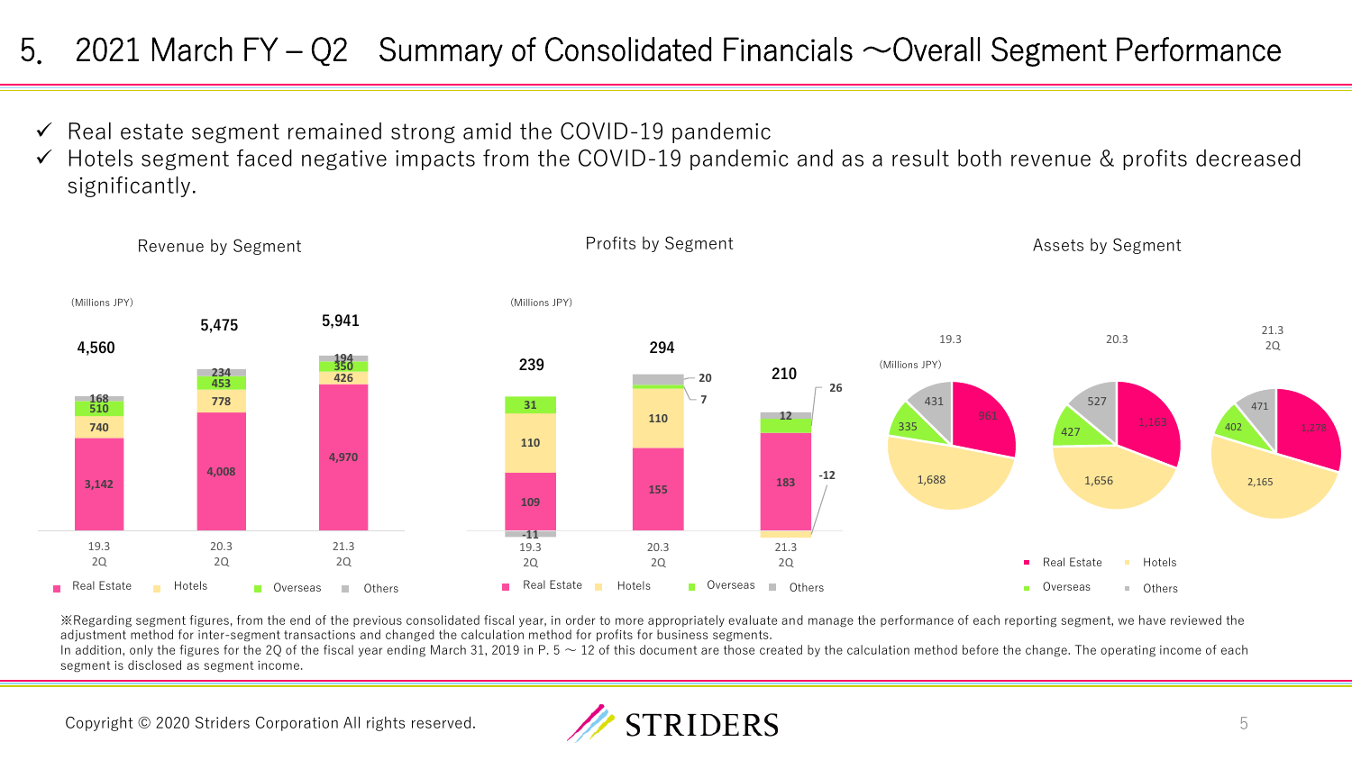# 5. 2021 March FY – Q2 Summary of Consolidated Financials ～Overall Segment Performance

- ✓ Real estate segment remained strong amid the COVID-19 pandemic
- ✓ Hotels segment faced negative impacts from the COVID-19 pandemic and as a result both revenue & profits decreased significantly.

### Revenue by Segment

(Millions JPY)

| | 19.3 2Q | 20.3 2Q | 21.3 2Q |
|---|---|---|---|
| Real Estate | 3,142 | 4,008 | 4,970 |
| Hotels | 740 | 778 | 426 |
| Overseas | 510 | 453 | 350 |
| Others | 168 | 234 | 194 |
| Total | 4,560 | 5,475 | 5,941 |

### Profits by Segment

(Millions JPY)

| | 19.3 2Q | 20.3 2Q | 21.3 2Q |
|---|---|---|---|
| Real Estate | 109 | 155 | 183 |
| Hotels | 110 | 110 | -12 |
| Overseas | 31 | 7 | 26 |
| Others | -11 | 20 | 12 |
| Total | 239 | 294 | 210 |

### Assets by Segment

(Millions JPY)

| | 19.3 | 20.3 | 21.3 2Q |
|---|---|---|---|
| Real Estate | 961 | 1,163 | 1,278 |
| Hotels | 1,688 | 1,656 | 2,165 |
| Overseas | 335 | 427 | 402 |
| Others | 431 | 527 | 471 |

※Regarding segment figures, from the end of the previous consolidated fiscal year, in order to more appropriately evaluate and manage the performance of each reporting segment, we have reviewed the adjustment method for inter-segment transactions and changed the calculation method for profits for business segments.
In addition, only the figures for the 2Q of the fiscal year ending March 31, 2019 in P. 5 ～ 12 of this document are those created by the calculation method before the change. The operating income of each segment is disclosed as segment income.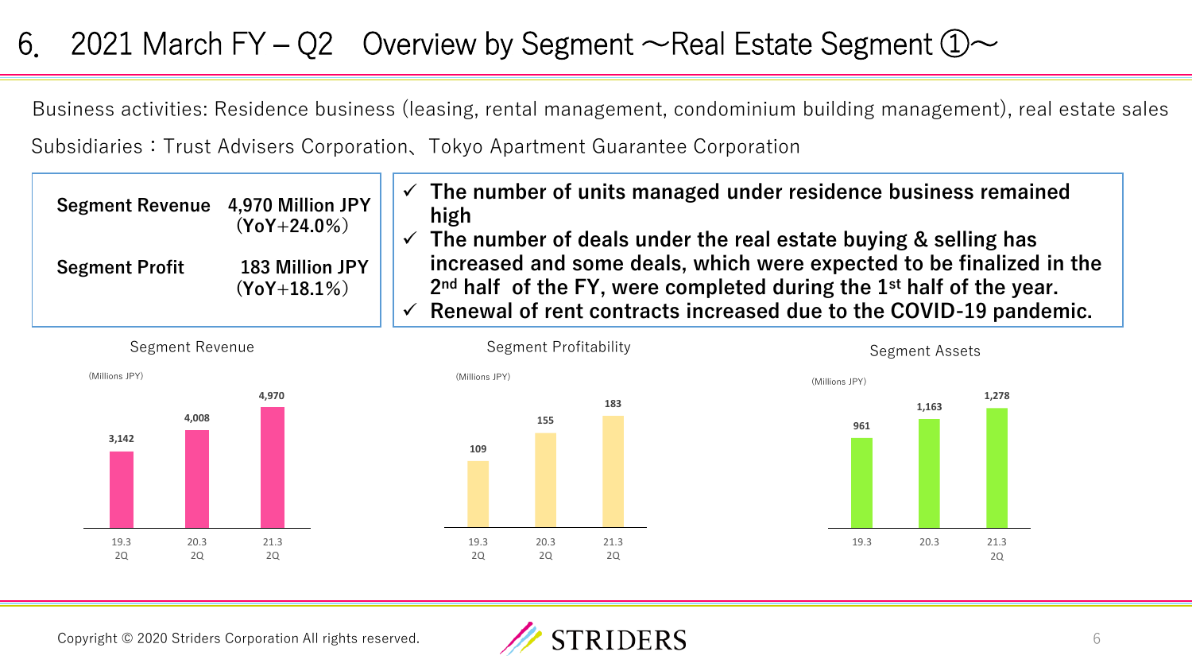# 6. 2021 March FY – Q2 Overview by Segment ～Real Estate Segment ①～

Business activities: Residence business (leasing, rental management, condominium building management), real estate sales

Subsidiaries：Trust Advisers Corporation、Tokyo Apartment Guarantee Corporation

| | |
|---|---|
| **Segment Revenue** | **4,970 Million JPY (YoY+24.0%)** |
| **Segment Profit** | **183 Million JPY (YoY+18.1%)** |

- ✓ **The number of units managed under residence business remained high**
- ✓ **The number of deals under the real estate buying & selling has increased and some deals, which were expected to be finalized in the 2nd half of the FY, were completed during the 1st half of the year.**
- ✓ **Renewal of rent contracts increased due to the COVID-19 pandemic.**

**Segment Revenue** (Millions JPY)

| 19.3 2Q | 20.3 2Q | 21.3 2Q |
|---|---|---|
| 3,142 | 4,008 | 4,970 |

**Segment Profitability** (Millions JPY)

| 19.3 2Q | 20.3 2Q | 21.3 2Q |
|---|---|---|
| 109 | 155 | 183 |

**Segment Assets** (Millions JPY)

| 19.3 | 20.3 | 21.3 2Q |
|---|---|---|
| 961 | 1,163 | 1,278 |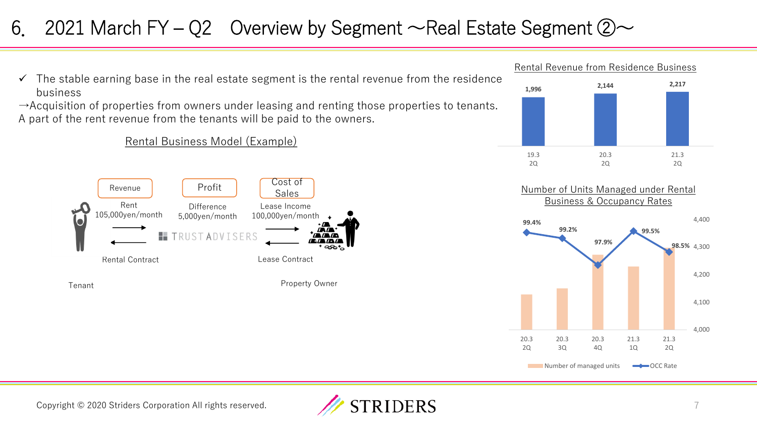# 6. 2021 March FY – Q2 Overview by Segment ～Real Estate Segment ②～

- ✓ The stable earning base in the real estate segment is the rental revenue from the residence business

→Acquisition of properties from owners under leasing and renting those properties to tenants.
A part of the rent revenue from the tenants will be paid to the owners.

## Rental Business Model (Example)

| Tenant | Revenue | Profit | Cost of Sales | Property Owner |
|---|---|---|---|---|
| | Rent 105,000yen/month | Difference 5,000yen/month | Lease Income 100,000yen/month | |
| | Rental Contract | TRUST ADVISERS | Lease Contract | |

## Rental Revenue from Residence Business

| 19.3 2Q | 20.3 2Q | 21.3 2Q |
|---|---|---|
| 1,996 | 2,144 | 2,217 |

## Number of Units Managed under Rental Business & Occupancy Rates

| | 20.3 2Q | 20.3 3Q | 20.3 4Q | 21.3 1Q | 21.3 2Q |
|---|---|---|---|---|---|
| OCC Rate | 99.4% | 99.2% | 97.9% | 99.5% | 98.5% |

Number of managed units / OCC Rate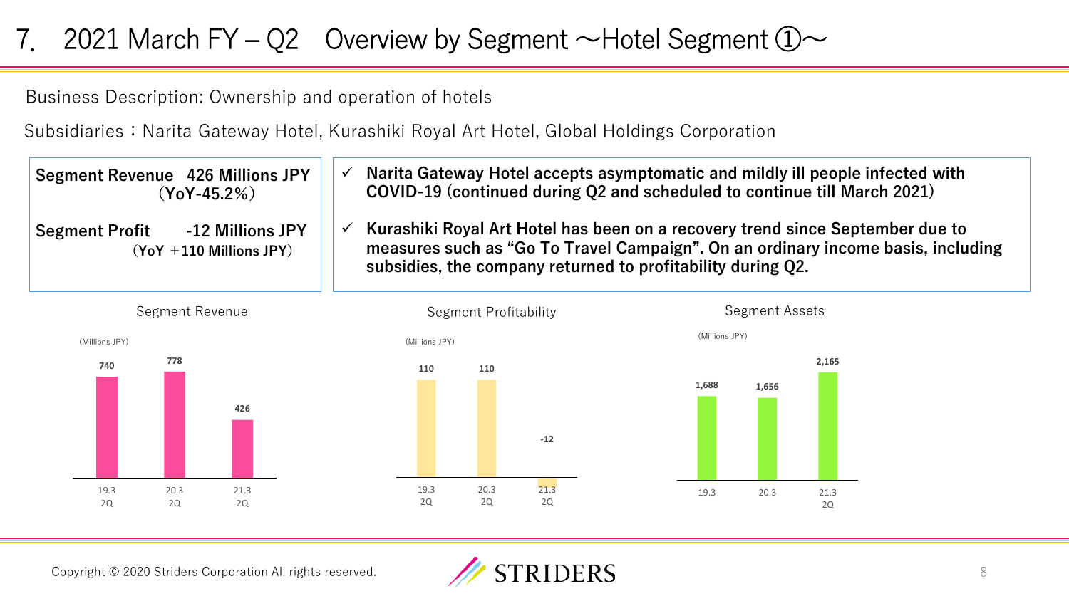# 7. 2021 March FY – Q2　Overview by Segment ～Hotel Segment ①～

Business Description: Ownership and operation of hotels

Subsidiaries：Narita Gateway Hotel, Kurashiki Royal Art Hotel, Global Holdings Corporation

**Segment Revenue　426 Millions JPY**
**（YoY-45.2%）**

**Segment Profit　-12 Millions JPY**
**（YoY ＋110 Millions JPY）**

- ✓ **Narita Gateway Hotel accepts asymptomatic and mildly ill people infected with COVID-19 (continued during Q2 and scheduled to continue till March 2021)**
- ✓ **Kurashiki Royal Art Hotel has been on a recovery trend since September due to measures such as "Go To Travel Campaign". On an ordinary income basis, including subsidies, the company returned to profitability during Q2.**

**Segment Revenue** (Millions JPY)

| 19.3 2Q | 20.3 2Q | 21.3 2Q |
|---|---|---|
| 740 | 778 | 426 |

**Segment Profitability** (Millions JPY)

| 19.3 2Q | 20.3 2Q | 21.3 2Q |
|---|---|---|
| 110 | 110 | -12 |

**Segment Assets** (Millions JPY)

| 19.3 | 20.3 | 21.3 2Q |
|---|---|---|
| 1,688 | 1,656 | 2,165 |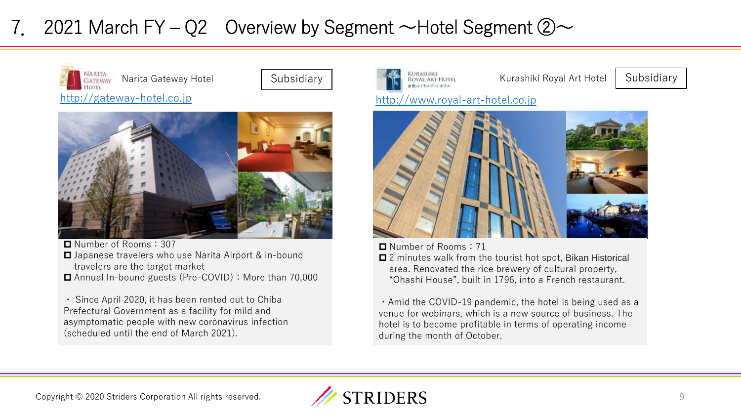# 7. 2021 March FY – Q2 Overview by Segment ～Hotel Segment ②～

## Narita Gateway Hotel — Subsidiary

http://gateway-hotel.co.jp

- Number of Rooms：307
- Japanese travelers who use Narita Airport & in-bound travelers are the target market
- Annual In-bound guests (Pre-COVID)：More than 70,000

・ Since April 2020, it has been rented out to Chiba Prefectural Government as a facility for mild and asymptomatic people with new coronavirus infection (scheduled until the end of March 2021).

## Kurashiki Royal Art Hotel — Subsidiary

http://www.royal-art-hotel.co.jp

- Number of Rooms：71
- 2 minutes walk from the tourist hot spot, Bikan Historical area. Renovated the rice brewery of cultural property, "Ohashi House", built in 1796, into a French restaurant.

・Amid the COVID-19 pandemic, the hotel is being used as a venue for webinars, which is a new source of business. The hotel is to become profitable in terms of operating income during the month of October.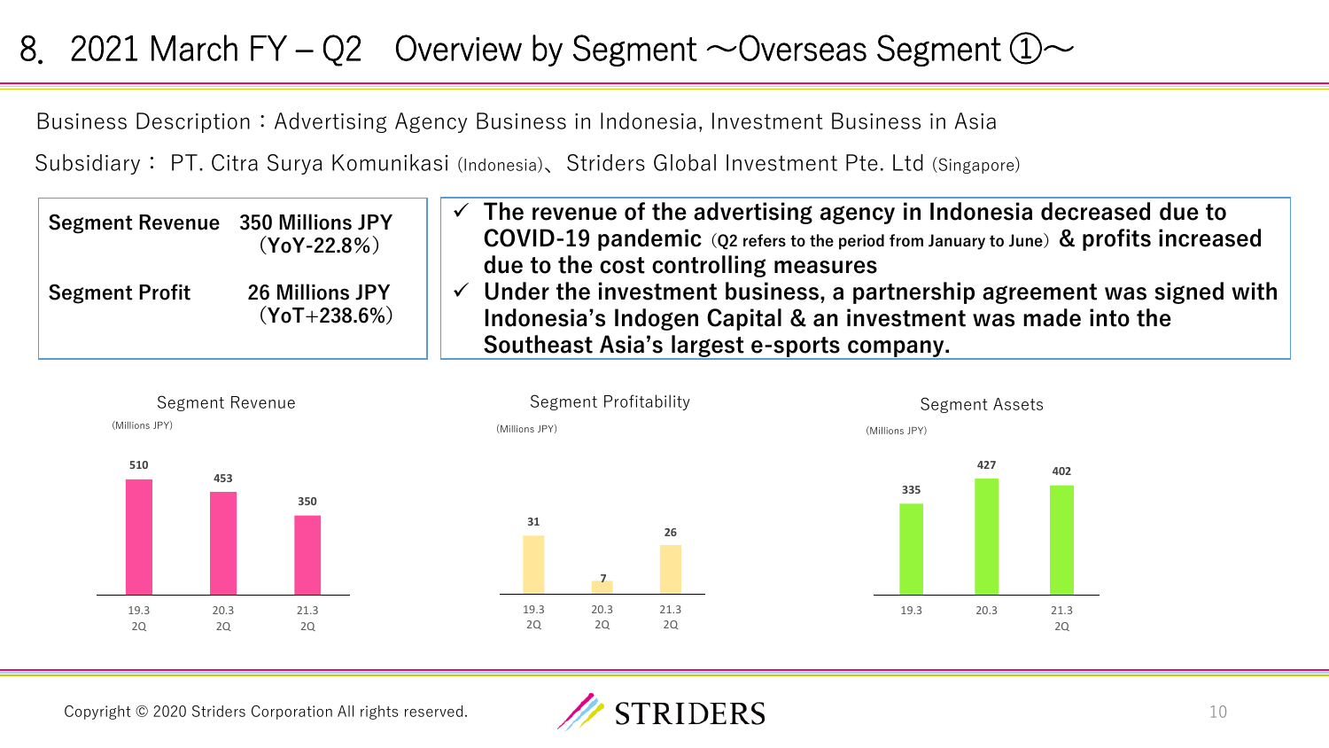# 8. 2021 March FY – Q2 Overview by Segment ～Overseas Segment ①～

Business Description：Advertising Agency Business in Indonesia, Investment Business in Asia

Subsidiary： PT. Citra Surya Komunikasi (Indonesia)、Striders Global Investment Pte. Ltd (Singapore)

| | |
|---|---|
| **Segment Revenue** | **350 Millions JPY (YoY-22.8%)** |
| **Segment Profit** | **26 Millions JPY (YoT+238.6%)** |

- ✓ **The revenue of the advertising agency in Indonesia decreased due to COVID-19 pandemic** (**Q2 refers to the period from January to June**) **& profits increased due to the cost controlling measures**
- ✓ **Under the investment business, a partnership agreement was signed with Indonesia's Indogen Capital & an investment was made into the Southeast Asia's largest e-sports company.**

**Segment Revenue** (Millions JPY)

| 19.3 2Q | 20.3 2Q | 21.3 2Q |
|---|---|---|
| 510 | 453 | 350 |

**Segment Profitability** (Millions JPY)

| 19.3 2Q | 20.3 2Q | 21.3 2Q |
|---|---|---|
| 31 | 7 | 26 |

**Segment Assets** (Millions JPY)

| 19.3 | 20.3 | 21.3 2Q |
|---|---|---|
| 335 | 427 | 402 |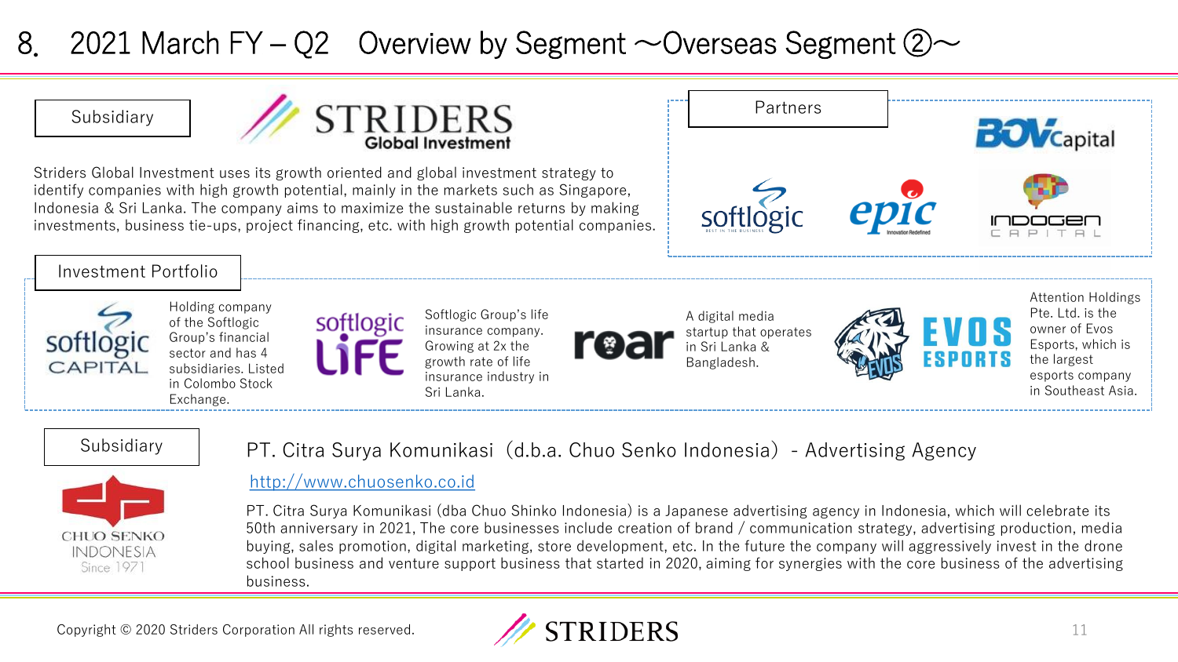# 8. 2021 March FY – Q2 Overview by Segment ～Overseas Segment ②～

## Subsidiary

**STRIDERS Global Investment**

Striders Global Investment uses its growth oriented and global investment strategy to identify companies with high growth potential, mainly in the markets such as Singapore, Indonesia & Sri Lanka. The company aims to maximize the sustainable returns by making investments, business tie-ups, project financing, etc. with high growth potential companies.

## Partners

- BOV Capital
- softlogic
- epic
- INDOGEN CAPITAL

## Investment Portfolio

- **softlogic CAPITAL**: Holding company of the Softlogic Group's financial sector and has 4 subsidiaries. Listed in Colombo Stock Exchange.
- **softlogic LIFE**: Softlogic Group's life insurance company. Growing at 2x the growth rate of life insurance industry in Sri Lanka.
- **roar**: A digital media startup that operates in Sri Lanka & Bangladesh.
- **EVOS ESPORTS**: Attention Holdings Pte. Ltd. is the owner of Evos Esports, which is the largest esports company in Southeast Asia.

## Subsidiary

**CHUO SENKO INDONESIA Since 1971**

PT. Citra Surya Komunikasi（d.b.a. Chuo Senko Indonesia） - Advertising Agency

http://www.chuosenko.co.id

PT. Citra Surya Komunikasi (dba Chuo Shinko Indonesia) is a Japanese advertising agency in Indonesia, which will celebrate its 50th anniversary in 2021, The core businesses include creation of brand / communication strategy, advertising production, media buying, sales promotion, digital marketing, store development, etc. In the future the company will aggressively invest in the drone school business and venture support business that started in 2020, aiming for synergies with the core business of the advertising business.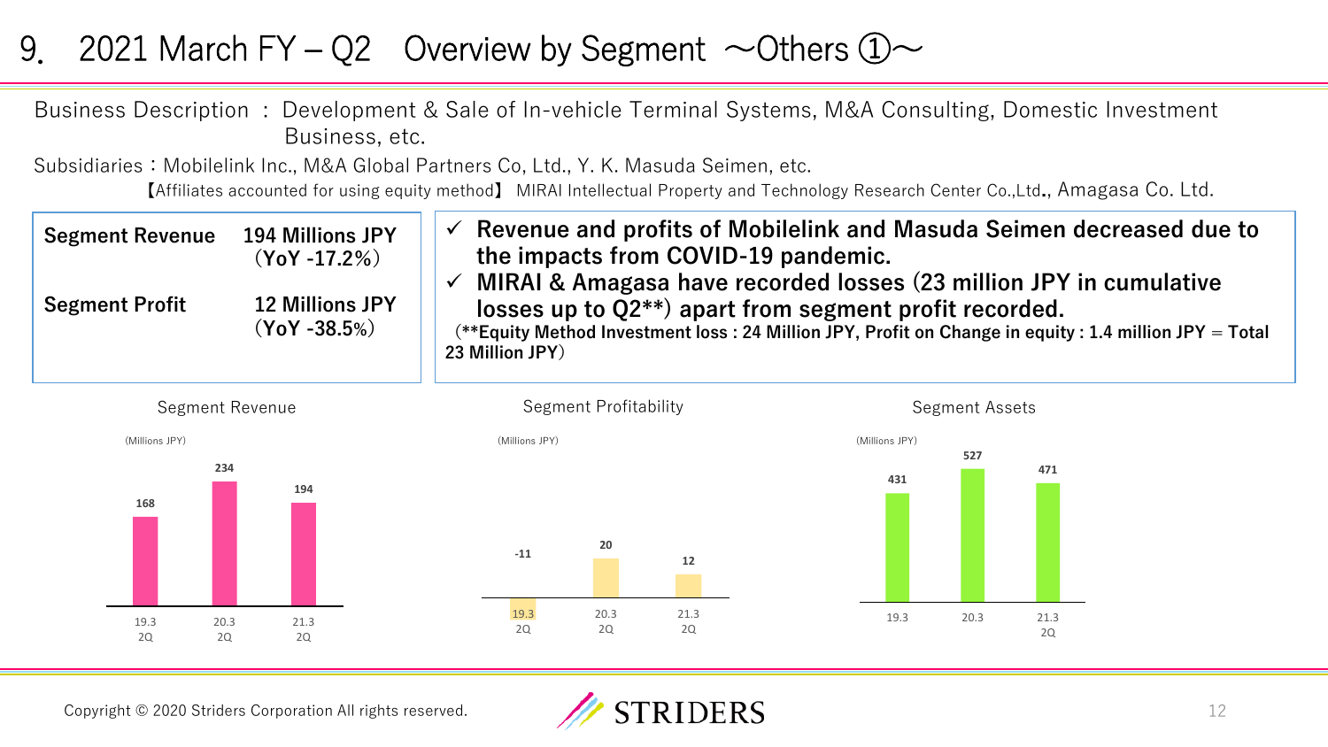# 9. 2021 March FY – Q2　Overview by Segment ～Others ①～

Business Description ： Development & Sale of In-vehicle Terminal Systems, M&A Consulting, Domestic Investment Business, etc.

Subsidiaries：Mobilelink Inc., M&A Global Partners Co, Ltd., Y. K. Masuda Seimen, etc.

【Affiliates accounted for using equity method】 MIRAI Intellectual Property and Technology Research Center Co.,Ltd., Amagasa Co. Ltd.

| | |
|---|---|
| **Segment Revenue** | **194 Millions JPY（YoY -17.2%）** |
| **Segment Profit** | **12 Millions JPY（YoY -38.5%）** |

- ✓ **Revenue and profits of Mobilelink and Masuda Seimen decreased due to the impacts from COVID-19 pandemic.**
- ✓ **MIRAI & Amagasa have recorded losses (23 million JPY in cumulative losses up to Q2**) apart from segment profit recorded.**

**(**Equity Method Investment loss : 24 Million JPY, Profit on Change in equity : 1.4 million JPY = Total 23 Million JPY)**

**Segment Revenue** (Millions JPY)

| 19.3 2Q | 20.3 2Q | 21.3 2Q |
|---|---|---|
| 168 | 234 | 194 |

**Segment Profitability** (Millions JPY)

| 19.3 2Q | 20.3 2Q | 21.3 2Q |
|---|---|---|
| -11 | 20 | 12 |

**Segment Assets** (Millions JPY)

| 19.3 | 20.3 | 21.3 2Q |
|---|---|---|
| 431 | 527 | 471 |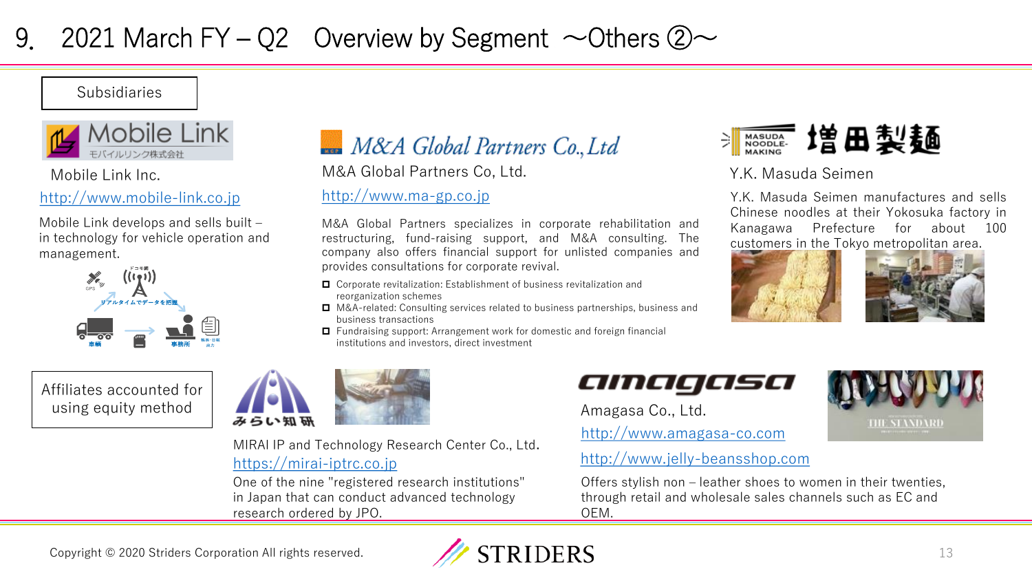# 9. 2021 March FY – Q2 Overview by Segment ～Others ②～

## Subsidiaries

### Mobile Link Inc.

http://www.mobile-link.co.jp

Mobile Link develops and sells built – in technology for vehicle operation and management.

### M&A Global Partners Co, Ltd.

http://www.ma-gp.co.jp

M&A Global Partners specializes in corporate rehabilitation and restructuring, fund-raising support, and M&A consulting. The company also offers financial support for unlisted companies and provides consultations for corporate revival.

- Corporate revitalization: Establishment of business revitalization and reorganization schemes
- M&A-related: Consulting services related to business partnerships, business and business transactions
- Fundraising support: Arrangement work for domestic and foreign financial institutions and investors, direct investment

### Y.K. Masuda Seimen

Y.K. Masuda Seimen manufactures and sells Chinese noodles at their Yokosuka factory in Kanagawa Prefecture for about 100 customers in the Tokyo metropolitan area.

## Affiliates accounted for using equity method

### MIRAI IP and Technology Research Center Co., Ltd.

https://mirai-iptrc.co.jp

One of the nine "registered research institutions" in Japan that can conduct advanced technology research ordered by JPO.

### Amagasa Co., Ltd.

http://www.amagasa-co.com

http://www.jelly-beansshop.com

Offers stylish non – leather shoes to women in their twenties, through retail and wholesale sales channels such as EC and OEM.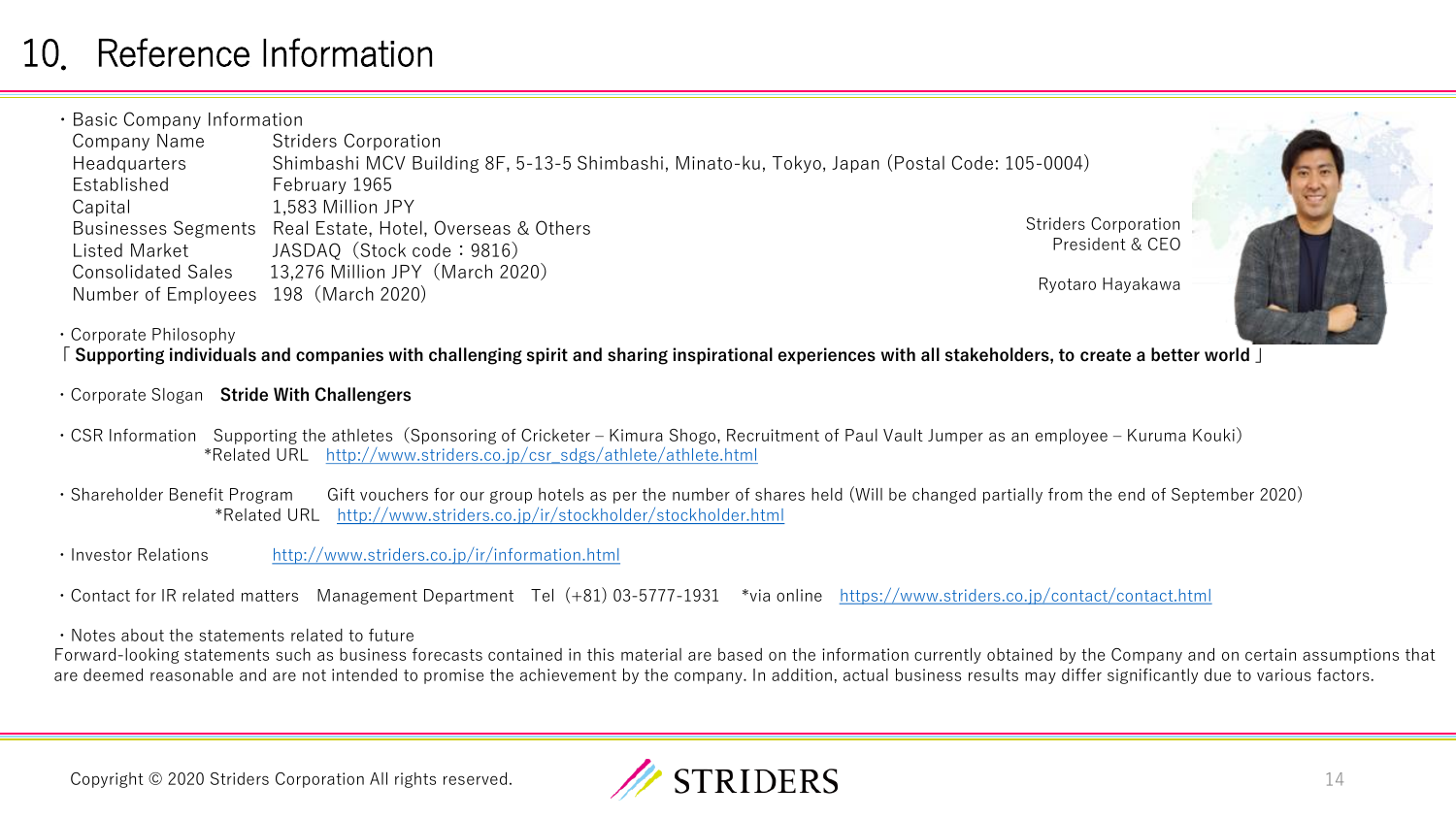# 10. Reference Information

・Basic Company Information

| | |
|---|---|
| Company Name | Striders Corporation |
| Headquarters | Shimbashi MCV Building 8F, 5-13-5 Shimbashi, Minato-ku, Tokyo, Japan (Postal Code: 105-0004) |
| Established | February 1965 |
| Capital | 1,583 Million JPY |
| Businesses Segments | Real Estate, Hotel, Overseas & Others |
| Listed Market | JASDAQ（Stock code：9816） |
| Consolidated Sales | 13,276 Million JPY（March 2020） |
| Number of Employees | 198（March 2020） |

Striders Corporation
President & CEO

Ryotaro Hayakawa

・Corporate Philosophy
「**Supporting individuals and companies with challenging spirit and sharing inspirational experiences with all stakeholders, to create a better world**」

・Corporate Slogan **Stride With Challengers**

・CSR Information Supporting the athletes（Sponsoring of Cricketer – Kimura Shogo, Recruitment of Paul Vault Jumper as an employee – Kuruma Kouki）
*Related URL http://www.striders.co.jp/csr_sdgs/athlete/athlete.html

・Shareholder Benefit Program Gift vouchers for our group hotels as per the number of shares held (Will be changed partially from the end of September 2020)
*Related URL http://www.striders.co.jp/ir/stockholder/stockholder.html

・Investor Relations http://www.striders.co.jp/ir/information.html

・Contact for IR related matters Management Department Tel（+81) 03-5777-1931 *via online https://www.striders.co.jp/contact/contact.html

・Notes about the statements related to future
Forward-looking statements such as business forecasts contained in this material are based on the information currently obtained by the Company and on certain assumptions that are deemed reasonable and are not intended to promise the achievement by the company. In addition, actual business results may differ significantly due to various factors.

Copyright © 2020 Striders Corporation All rights reserved.